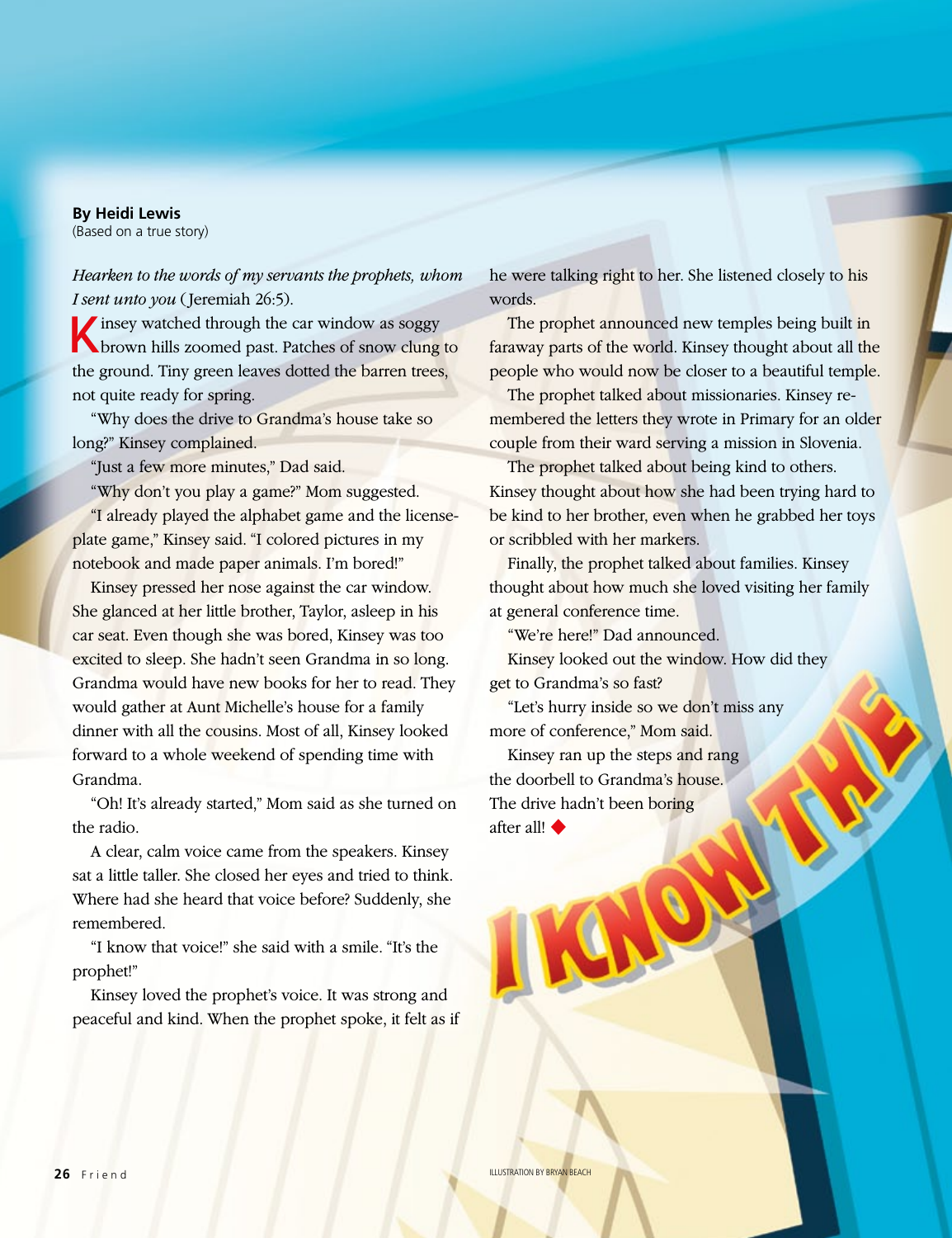# I KNOW THE

**By Heidi Lewis**
(Based on a true story)

*Hearken to the words of my servants the prophets, whom I sent unto you* (Jeremiah 26:5).

Kinsey watched through the car window as soggy brown hills zoomed past. Patches of snow clung to the ground. Tiny green leaves dotted the barren trees, not quite ready for spring.

"Why does the drive to Grandma's house take so long?" Kinsey complained.

"Just a few more minutes," Dad said.

"Why don't you play a game?" Mom suggested.

"I already played the alphabet game and the license-plate game," Kinsey said. "I colored pictures in my notebook and made paper animals. I'm bored!"

Kinsey pressed her nose against the car window. She glanced at her little brother, Taylor, asleep in his car seat. Even though she was bored, Kinsey was too excited to sleep. She hadn't seen Grandma in so long. Grandma would have new books for her to read. They would gather at Aunt Michelle's house for a family dinner with all the cousins. Most of all, Kinsey looked forward to a whole weekend of spending time with Grandma.

"Oh! It's already started," Mom said as she turned on the radio.

A clear, calm voice came from the speakers. Kinsey sat a little taller. She closed her eyes and tried to think. Where had she heard that voice before? Suddenly, she remembered.

"I know that voice!" she said with a smile. "It's the prophet!"

Kinsey loved the prophet's voice. It was strong and peaceful and kind. When the prophet spoke, it felt as if he were talking right to her. She listened closely to his words.

The prophet announced new temples being built in faraway parts of the world. Kinsey thought about all the people who would now be closer to a beautiful temple.

The prophet talked about missionaries. Kinsey remembered the letters they wrote in Primary for an older couple from their ward serving a mission in Slovenia.

The prophet talked about being kind to others. Kinsey thought about how she had been trying hard to be kind to her brother, even when he grabbed her toys or scribbled with her markers.

Finally, the prophet talked about families. Kinsey thought about how much she loved visiting her family at general conference time.

"We're here!" Dad announced.

Kinsey looked out the window. How did they get to Grandma's so fast?

"Let's hurry inside so we don't miss any more of conference," Mom said.

Kinsey ran up the steps and rang the doorbell to Grandma's house. The drive hadn't been boring after all! ◆

ILLUSTRATION BY BRYAN BEACH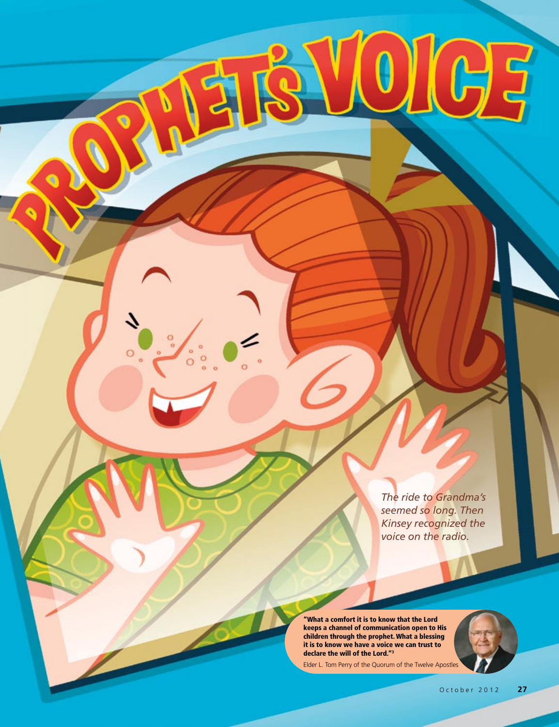# PROPHET'S VOICE

*The ride to Grandma's seemed so long. Then Kinsey recognized the voice on the radio.*

**"What a comfort it is to know that the Lord keeps a channel of communication open to His children through the prophet. What a blessing it is to know we have a voice we can trust to declare the will of the Lord."[3]**

Elder L. Tom Perry of the Quorum of the Twelve Apostles